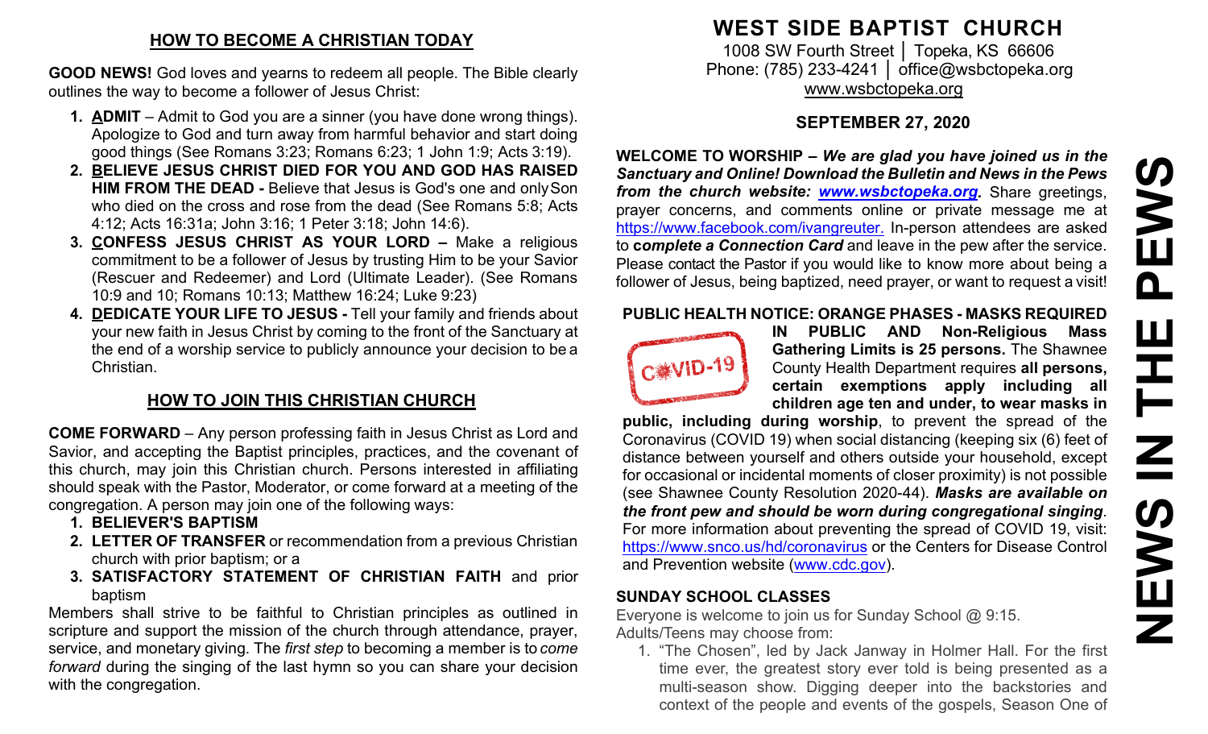## HOW TO BECOME A CHRISTIAN TODAY

**GOOD NEWS!** God loves and yearns to redeem all people. The Bible clearly outlines the way to become a follower of Jesus Christ:

1. **ADMIT** – Admit to God you are a sinner (you have done wrong things). Apologize to God and turn away from harmful behavior and start doing good things (See Romans 3:23; Romans 6:23; 1 John 1:9; Acts 3:19).
2. **BELIEVE JESUS CHRIST DIED FOR YOU AND GOD HAS RAISED HIM FROM THE DEAD -** Believe that Jesus is God's one and only Son who died on the cross and rose from the dead (See Romans 5:8; Acts 4:12; Acts 16:31a; John 3:16; 1 Peter 3:18; John 14:6).
3. **CONFESS JESUS CHRIST AS YOUR LORD –** Make a religious commitment to be a follower of Jesus by trusting Him to be your Savior (Rescuer and Redeemer) and Lord (Ultimate Leader). (See Romans 10:9 and 10; Romans 10:13; Matthew 16:24; Luke 9:23)
4. **DEDICATE YOUR LIFE TO JESUS -** Tell your family and friends about your new faith in Jesus Christ by coming to the front of the Sanctuary at the end of a worship service to publicly announce your decision to be a Christian.

## HOW TO JOIN THIS CHRISTIAN CHURCH

**COME FORWARD** – Any person professing faith in Jesus Christ as Lord and Savior, and accepting the Baptist principles, practices, and the covenant of this church, may join this Christian church. Persons interested in affiliating should speak with the Pastor, Moderator, or come forward at a meeting of the congregation. A person may join one of the following ways:

1. **BELIEVER'S BAPTISM**
2. **LETTER OF TRANSFER** or recommendation from a previous Christian church with prior baptism; or a
3. **SATISFACTORY STATEMENT OF CHRISTIAN FAITH** and prior baptism

Members shall strive to be faithful to Christian principles as outlined in scripture and support the mission of the church through attendance, prayer, service, and monetary giving. The *first step* to becoming a member is to *come forward* during the singing of the last hymn so you can share your decision with the congregation.

# WEST SIDE BAPTIST CHURCH

1008 SW Fourth Street │ Topeka, KS 66606
Phone: (785) 233-4241 │ office@wsbctopeka.org
www.wsbctopeka.org

### SEPTEMBER 27, 2020

**WELCOME TO WORSHIP –** ***We are glad you have joined us in the Sanctuary and Online! Download the Bulletin and News in the Pews from the church website: www.wsbctopeka.org.*** Share greetings, prayer concerns, and comments online or private message me at https://www.facebook.com/ivangreuter. In-person attendees are asked to ***complete a Connection Card*** and leave in the pew after the service. Please contact the Pastor if you would like to know more about being a follower of Jesus, being baptized, need prayer, or want to request a visit!

**PUBLIC HEALTH NOTICE: ORANGE PHASES - MASKS REQUIRED IN PUBLIC AND Non-Religious Mass Gathering Limits is 25 persons.** The Shawnee County Health Department requires **all persons, certain exemptions apply including all children age ten and under, to wear masks in public, including during worship**, to prevent the spread of the Coronavirus (COVID 19) when social distancing (keeping six (6) feet of distance between yourself and others outside your household, except for occasional or incidental moments of closer proximity) is not possible (see Shawnee County Resolution 2020-44). ***Masks are available on the front pew and should be worn during congregational singing***. For more information about preventing the spread of COVID 19, visit: https://www.snco.us/hd/coronavirus or the Centers for Disease Control and Prevention website (www.cdc.gov).

**SUNDAY SCHOOL CLASSES**

Everyone is welcome to join us for Sunday School @ 9:15.
Adults/Teens may choose from:

1. "The Chosen", led by Jack Janway in Holmer Hall. For the first time ever, the greatest story ever told is being presented as a multi-season show. Digging deeper into the backstories and context of the people and events of the gospels, Season One of

# NEWS IN THE PEWS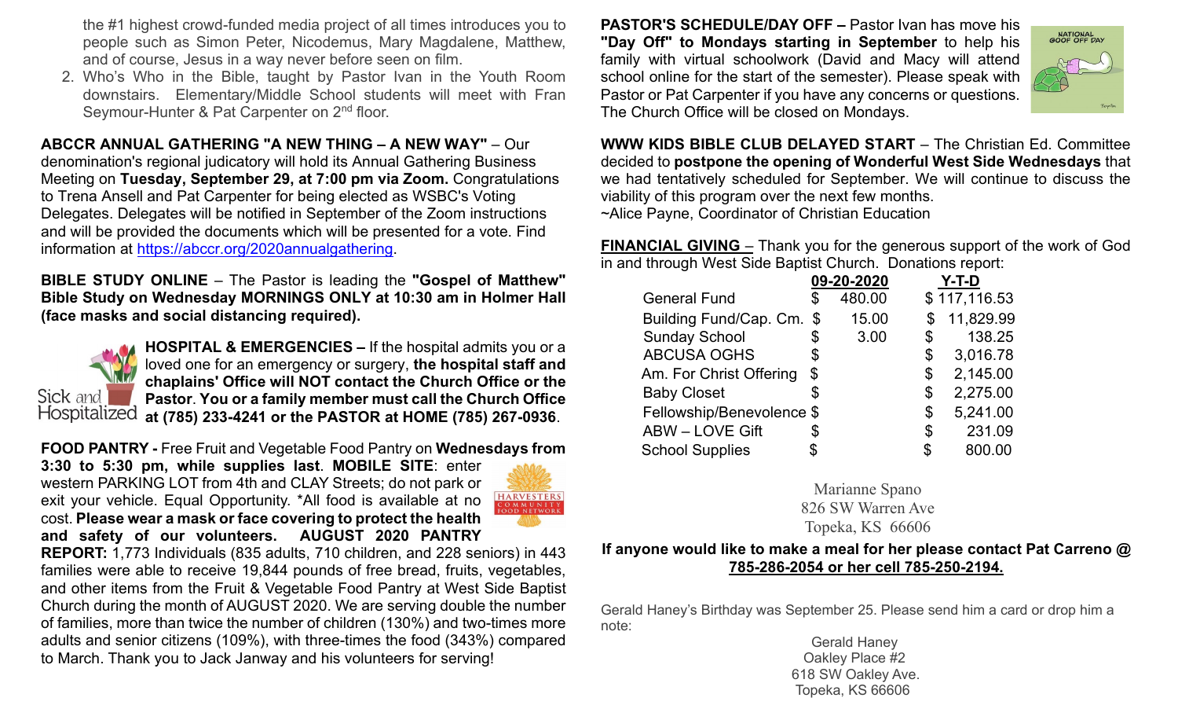the #1 highest crowd-funded media project of all times introduces you to people such as Simon Peter, Nicodemus, Mary Magdalene, Matthew, and of course, Jesus in a way never before seen on film.

2. Who's Who in the Bible, taught by Pastor Ivan in the Youth Room downstairs. Elementary/Middle School students will meet with Fran Seymour-Hunter & Pat Carpenter on 2nd floor.

**ABCCR ANNUAL GATHERING "A NEW THING – A NEW WAY"** – Our denomination's regional judicatory will hold its Annual Gathering Business Meeting on **Tuesday, September 29, at 7:00 pm via Zoom.** Congratulations to Trena Ansell and Pat Carpenter for being elected as WSBC's Voting Delegates. Delegates will be notified in September of the Zoom instructions and will be provided the documents which will be presented for a vote. Find information at https://abccr.org/2020annualgathering.

**BIBLE STUDY ONLINE** – The Pastor is leading the **"Gospel of Matthew" Bible Study on Wednesday MORNINGS ONLY at 10:30 am in Holmer Hall (face masks and social distancing required).**

Sick and Hospitalized

**HOSPITAL & EMERGENCIES –** If the hospital admits you or a loved one for an emergency or surgery, **the hospital staff and chaplains' Office will NOT contact the Church Office or the Pastor**. **You or a family member must call the Church Office at (785) 233-4241 or the PASTOR at HOME (785) 267-0936**.

**FOOD PANTRY -** Free Fruit and Vegetable Food Pantry on **Wednesdays from 3:30 to 5:30 pm, while supplies last**. **MOBILE SITE**: enter western PARKING LOT from 4th and CLAY Streets; do not park or exit your vehicle. Equal Opportunity. *All food is available at no cost. **Please wear a mask or face covering to protect the health and safety of our volunteers. AUGUST 2020 PANTRY REPORT:** 1,773 Individuals (835 adults, 710 children, and 228 seniors) in 443 families were able to receive 19,844 pounds of free bread, fruits, vegetables, and other items from the Fruit & Vegetable Food Pantry at West Side Baptist Church during the month of AUGUST 2020. We are serving double the number of families, more than twice the number of children (130%) and two-times more adults and senior citizens (109%), with three-times the food (343%) compared to March. Thank you to Jack Janway and his volunteers for serving!

**PASTOR'S SCHEDULE/DAY OFF –** Pastor Ivan has move his **"Day Off" to Mondays starting in September** to help his family with virtual schoolwork (David and Macy will attend school online for the start of the semester). Please speak with Pastor or Pat Carpenter if you have any concerns or questions. The Church Office will be closed on Mondays.

**WWW KIDS BIBLE CLUB DELAYED START** – The Christian Ed. Committee decided to **postpone the opening of Wonderful West Side Wednesdays** that we had tentatively scheduled for September. We will continue to discuss the viability of this program over the next few months.
~Alice Payne, Coordinator of Christian Education

**FINANCIAL GIVING** – Thank you for the generous support of the work of God in and through West Side Baptist Church. Donations report:

| | 09-20-2020 | Y-T-D |
|---|---|---|
| General Fund | $ 480.00 | $ 117,116.53 |
| Building Fund/Cap. Cm. | $ 15.00 | $ 11,829.99 |
| Sunday School | $ 3.00 | $ 138.25 |
| ABCUSA OGHS | $ | $ 3,016.78 |
| Am. For Christ Offering | $ | $ 2,145.00 |
| Baby Closet | $ | $ 2,275.00 |
| Fellowship/Benevolence | $ | $ 5,241.00 |
| ABW – LOVE Gift | $ | $ 231.09 |
| School Supplies | $ | $ 800.00 |

Marianne Spano
826 SW Warren Ave
Topeka, KS 66606

**If anyone would like to make a meal for her please contact Pat Carreno @ 785-286-2054 or her cell 785-250-2194.**

Gerald Haney's Birthday was September 25. Please send him a card or drop him a note:

Gerald Haney
Oakley Place #2
618 SW Oakley Ave.
Topeka, KS 66606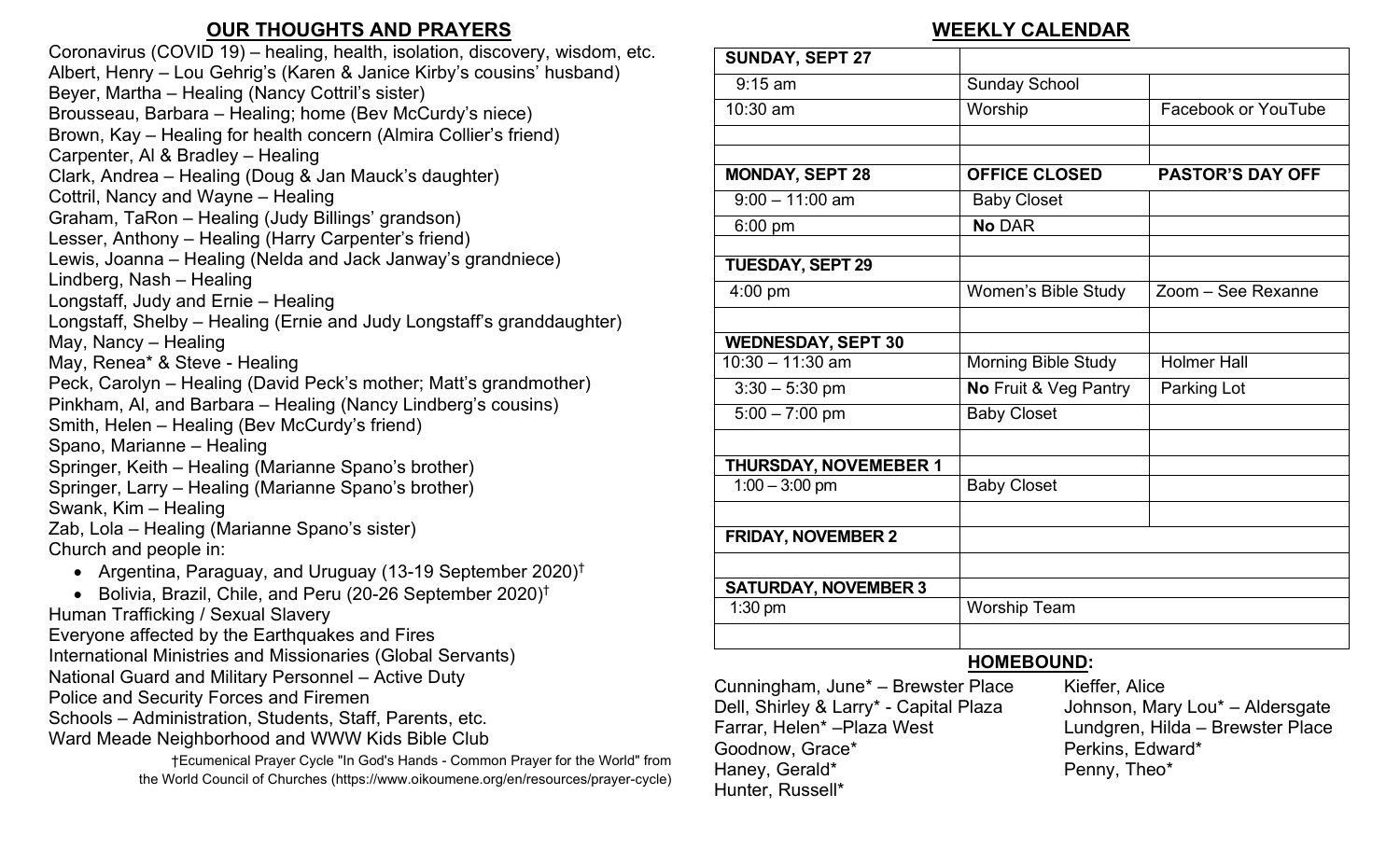## OUR THOUGHTS AND PRAYERS

Coronavirus (COVID 19) – healing, health, isolation, discovery, wisdom, etc.
Albert, Henry – Lou Gehrig's (Karen & Janice Kirby's cousins' husband)
Beyer, Martha – Healing (Nancy Cottril's sister)
Brousseau, Barbara – Healing; home (Bev McCurdy's niece)
Brown, Kay – Healing for health concern (Almira Collier's friend)
Carpenter, Al & Bradley – Healing
Clark, Andrea – Healing (Doug & Jan Mauck's daughter)
Cottril, Nancy and Wayne – Healing
Graham, TaRon – Healing (Judy Billings' grandson)
Lesser, Anthony – Healing (Harry Carpenter's friend)
Lewis, Joanna – Healing (Nelda and Jack Janway's grandniece)
Lindberg, Nash – Healing
Longstaff, Judy and Ernie – Healing
Longstaff, Shelby – Healing (Ernie and Judy Longstaff's granddaughter)
May, Nancy – Healing
May, Renea* & Steve - Healing
Peck, Carolyn – Healing (David Peck's mother; Matt's grandmother)
Pinkham, Al, and Barbara – Healing (Nancy Lindberg's cousins)
Smith, Helen – Healing (Bev McCurdy's friend)
Spano, Marianne – Healing
Springer, Keith – Healing (Marianne Spano's brother)
Springer, Larry – Healing (Marianne Spano's brother)
Swank, Kim – Healing
Zab, Lola – Healing (Marianne Spano's sister)
Church and people in:

- Argentina, Paraguay, and Uruguay (13-19 September 2020)†
- Bolivia, Brazil, Chile, and Peru (20-26 September 2020)†

Human Trafficking / Sexual Slavery
Everyone affected by the Earthquakes and Fires
International Ministries and Missionaries (Global Servants)
National Guard and Military Personnel – Active Duty
Police and Security Forces and Firemen
Schools – Administration, Students, Staff, Parents, etc.
Ward Meade Neighborhood and WWW Kids Bible Club

†Ecumenical Prayer Cycle "In God's Hands - Common Prayer for the World" from the World Council of Churches (https://www.oikoumene.org/en/resources/prayer-cycle)

## WEEKLY CALENDAR

| | | |
|---|---|---|
| **SUNDAY, SEPT 27** | | |
| 9:15 am | Sunday School | |
| 10:30 am | Worship | Facebook or YouTube |
| | | |
| | | |
| **MONDAY, SEPT 28** | **OFFICE CLOSED** | **PASTOR'S DAY OFF** |
| 9:00 – 11:00 am | Baby Closet | |
| 6:00 pm | **No** DAR | |
| | | |
| **TUESDAY, SEPT 29** | | |
| 4:00 pm | Women's Bible Study | Zoom – See Rexanne |
| | | |
| **WEDNESDAY, SEPT 30** | | |
| 10:30 – 11:30 am | Morning Bible Study | Holmer Hall |
| 3:30 – 5:30 pm | **No** Fruit & Veg Pantry | Parking Lot |
| 5:00 – 7:00 pm | Baby Closet | |
| | | |
| **THURSDAY, NOVEMEBER 1** | | |
| 1:00 – 3:00 pm | Baby Closet | |
| | | |
| **FRIDAY, NOVEMBER 2** | | |
| | | |
| **SATURDAY, NOVEMBER 3** | | |
| 1:30 pm | Worship Team | |
| | | |

## HOMEBOUND:

Cunningham, June* – Brewster Place
Dell, Shirley & Larry* - Capital Plaza
Farrar, Helen* –Plaza West
Goodnow, Grace*
Haney, Gerald*
Hunter, Russell*
Kieffer, Alice
Johnson, Mary Lou* – Aldersgate
Lundgren, Hilda – Brewster Place
Perkins, Edward*
Penny, Theo*